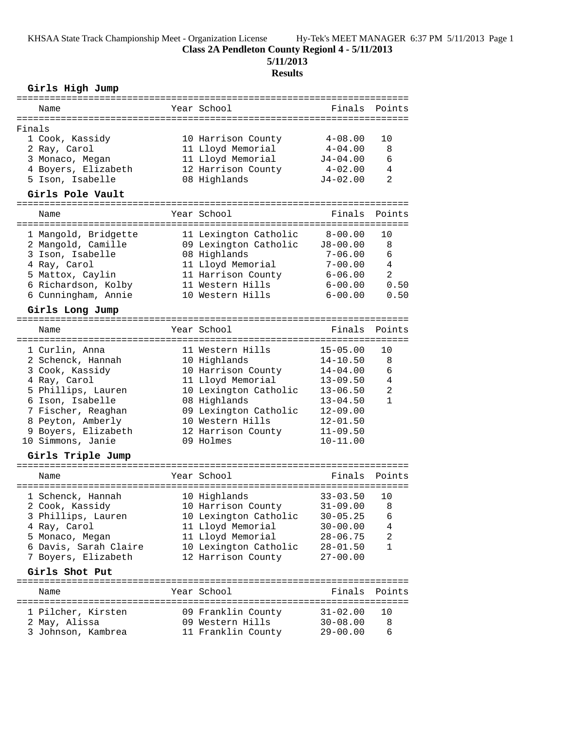**Class 2A Pendleton County Regionl 4 - 5/11/2013**

**5/11/2013**

**Results**

### Girls High Jump

Finals

| | Name | Year | School | Finals | Points |
|---|---|---|---|---|---|
| 1 | Cook, Kassidy | 10 | Harrison County | 4-08.00 | 10 |
| 2 | Ray, Carol | 11 | Lloyd Memorial | 4-04.00 | 8 |
| 3 | Monaco, Megan | 11 | Lloyd Memorial | J4-04.00 | 6 |
| 4 | Boyers, Elizabeth | 12 | Harrison County | 4-02.00 | 4 |
| 5 | Ison, Isabelle | 08 | Highlands | J4-02.00 | 2 |

### Girls Pole Vault

| | Name | Year | School | Finals | Points |
|---|---|---|---|---|---|
| 1 | Mangold, Bridgette | 11 | Lexington Catholic | 8-00.00 | 10 |
| 2 | Mangold, Camille | 09 | Lexington Catholic | J8-00.00 | 8 |
| 3 | Ison, Isabelle | 08 | Highlands | 7-06.00 | 6 |
| 4 | Ray, Carol | 11 | Lloyd Memorial | 7-00.00 | 4 |
| 5 | Mattox, Caylin | 11 | Harrison County | 6-06.00 | 2 |
| 6 | Richardson, Kolby | 11 | Western Hills | 6-00.00 | 0.50 |
| 6 | Cunningham, Annie | 10 | Western Hills | 6-00.00 | 0.50 |

### Girls Long Jump

| | Name | Year | School | Finals | Points |
|---|---|---|---|---|---|
| 1 | Curlin, Anna | 11 | Western Hills | 15-05.00 | 10 |
| 2 | Schenck, Hannah | 10 | Highlands | 14-10.50 | 8 |
| 3 | Cook, Kassidy | 10 | Harrison County | 14-04.00 | 6 |
| 4 | Ray, Carol | 11 | Lloyd Memorial | 13-09.50 | 4 |
| 5 | Phillips, Lauren | 10 | Lexington Catholic | 13-06.50 | 2 |
| 6 | Ison, Isabelle | 08 | Highlands | 13-04.50 | 1 |
| 7 | Fischer, Reaghan | 09 | Lexington Catholic | 12-09.00 | |
| 8 | Peyton, Amberly | 10 | Western Hills | 12-01.50 | |
| 9 | Boyers, Elizabeth | 12 | Harrison County | 11-09.50 | |
| 10 | Simmons, Janie | 09 | Holmes | 10-11.00 | |

### Girls Triple Jump

| | Name | Year | School | Finals | Points |
|---|---|---|---|---|---|
| 1 | Schenck, Hannah | 10 | Highlands | 33-03.50 | 10 |
| 2 | Cook, Kassidy | 10 | Harrison County | 31-09.00 | 8 |
| 3 | Phillips, Lauren | 10 | Lexington Catholic | 30-05.25 | 6 |
| 4 | Ray, Carol | 11 | Lloyd Memorial | 30-00.00 | 4 |
| 5 | Monaco, Megan | 11 | Lloyd Memorial | 28-06.75 | 2 |
| 6 | Davis, Sarah Claire | 10 | Lexington Catholic | 28-01.50 | 1 |
| 7 | Boyers, Elizabeth | 12 | Harrison County | 27-00.00 | |

### Girls Shot Put

| | Name | Year | School | Finals | Points |
|---|---|---|---|---|---|
| 1 | Pilcher, Kirsten | 09 | Franklin County | 31-02.00 | 10 |
| 2 | May, Alissa | 09 | Western Hills | 30-08.00 | 8 |
| 3 | Johnson, Kambrea | 11 | Franklin County | 29-00.00 | 6 |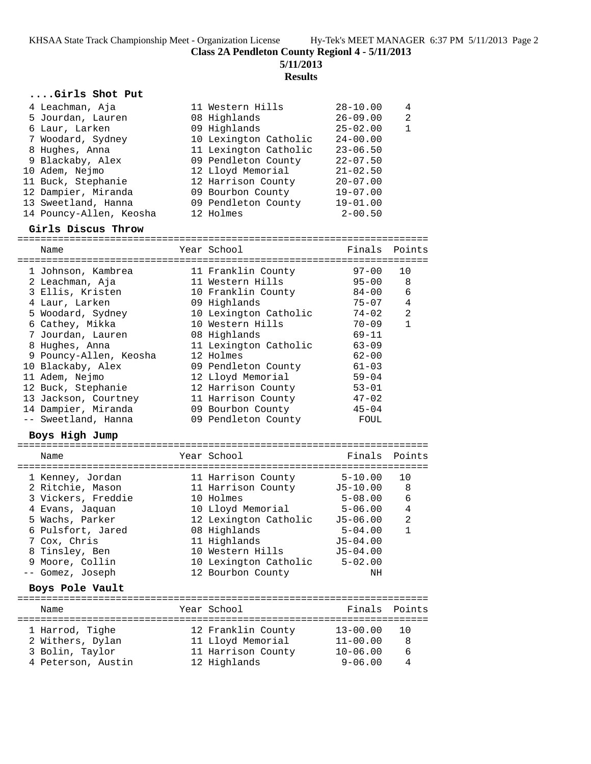**Class 2A Pendleton County Regionl 4 - 5/11/2013**

**5/11/2013**

**Results**

### ....Girls Shot Put

| Place | Name | Year | School | Finals | Points |
|---|---|---|---|---|---|
| 4 | Leachman, Aja | 11 | Western Hills | 28-10.00 | 4 |
| 5 | Jourdan, Lauren | 08 | Highlands | 26-09.00 | 2 |
| 6 | Laur, Larken | 09 | Highlands | 25-02.00 | 1 |
| 7 | Woodard, Sydney | 10 | Lexington Catholic | 24-00.00 | |
| 8 | Hughes, Anna | 11 | Lexington Catholic | 23-06.50 | |
| 9 | Blackaby, Alex | 09 | Pendleton County | 22-07.50 | |
| 10 | Adem, Nejmo | 12 | Lloyd Memorial | 21-02.50 | |
| 11 | Buck, Stephanie | 12 | Harrison County | 20-07.00 | |
| 12 | Dampier, Miranda | 09 | Bourbon County | 19-07.00 | |
| 13 | Sweetland, Hanna | 09 | Pendleton County | 19-01.00 | |
| 14 | Pouncy-Allen, Keosha | 12 | Holmes | 2-00.50 | |

### Girls Discus Throw

| Place | Name | Year | School | Finals | Points |
|---|---|---|---|---|---|
| 1 | Johnson, Kambrea | 11 | Franklin County | 97-00 | 10 |
| 2 | Leachman, Aja | 11 | Western Hills | 95-00 | 8 |
| 3 | Ellis, Kristen | 10 | Franklin County | 84-00 | 6 |
| 4 | Laur, Larken | 09 | Highlands | 75-07 | 4 |
| 5 | Woodard, Sydney | 10 | Lexington Catholic | 74-02 | 2 |
| 6 | Cathey, Mikka | 10 | Western Hills | 70-09 | 1 |
| 7 | Jourdan, Lauren | 08 | Highlands | 69-11 | |
| 8 | Hughes, Anna | 11 | Lexington Catholic | 63-09 | |
| 9 | Pouncy-Allen, Keosha | 12 | Holmes | 62-00 | |
| 10 | Blackaby, Alex | 09 | Pendleton County | 61-03 | |
| 11 | Adem, Nejmo | 12 | Lloyd Memorial | 59-04 | |
| 12 | Buck, Stephanie | 12 | Harrison County | 53-01 | |
| 13 | Jackson, Courtney | 11 | Harrison County | 47-02 | |
| 14 | Dampier, Miranda | 09 | Bourbon County | 45-04 | |
| -- | Sweetland, Hanna | 09 | Pendleton County | FOUL | |

### Boys High Jump

| Place | Name | Year | School | Finals | Points |
|---|---|---|---|---|---|
| 1 | Kenney, Jordan | 11 | Harrison County | 5-10.00 | 10 |
| 2 | Ritchie, Mason | 11 | Harrison County | J5-10.00 | 8 |
| 3 | Vickers, Freddie | 10 | Holmes | 5-08.00 | 6 |
| 4 | Evans, Jaquan | 10 | Lloyd Memorial | 5-06.00 | 4 |
| 5 | Wachs, Parker | 12 | Lexington Catholic | J5-06.00 | 2 |
| 6 | Pulsfort, Jared | 08 | Highlands | 5-04.00 | 1 |
| 7 | Cox, Chris | 11 | Highlands | J5-04.00 | |
| 8 | Tinsley, Ben | 10 | Western Hills | J5-04.00 | |
| 9 | Moore, Collin | 10 | Lexington Catholic | 5-02.00 | |
| -- | Gomez, Joseph | 12 | Bourbon County | NH | |

### Boys Pole Vault

| Place | Name | Year | School | Finals | Points |
|---|---|---|---|---|---|
| 1 | Harrod, Tighe | 12 | Franklin County | 13-00.00 | 10 |
| 2 | Withers, Dylan | 11 | Lloyd Memorial | 11-00.00 | 8 |
| 3 | Bolin, Taylor | 11 | Harrison County | 10-06.00 | 6 |
| 4 | Peterson, Austin | 12 | Highlands | 9-06.00 | 4 |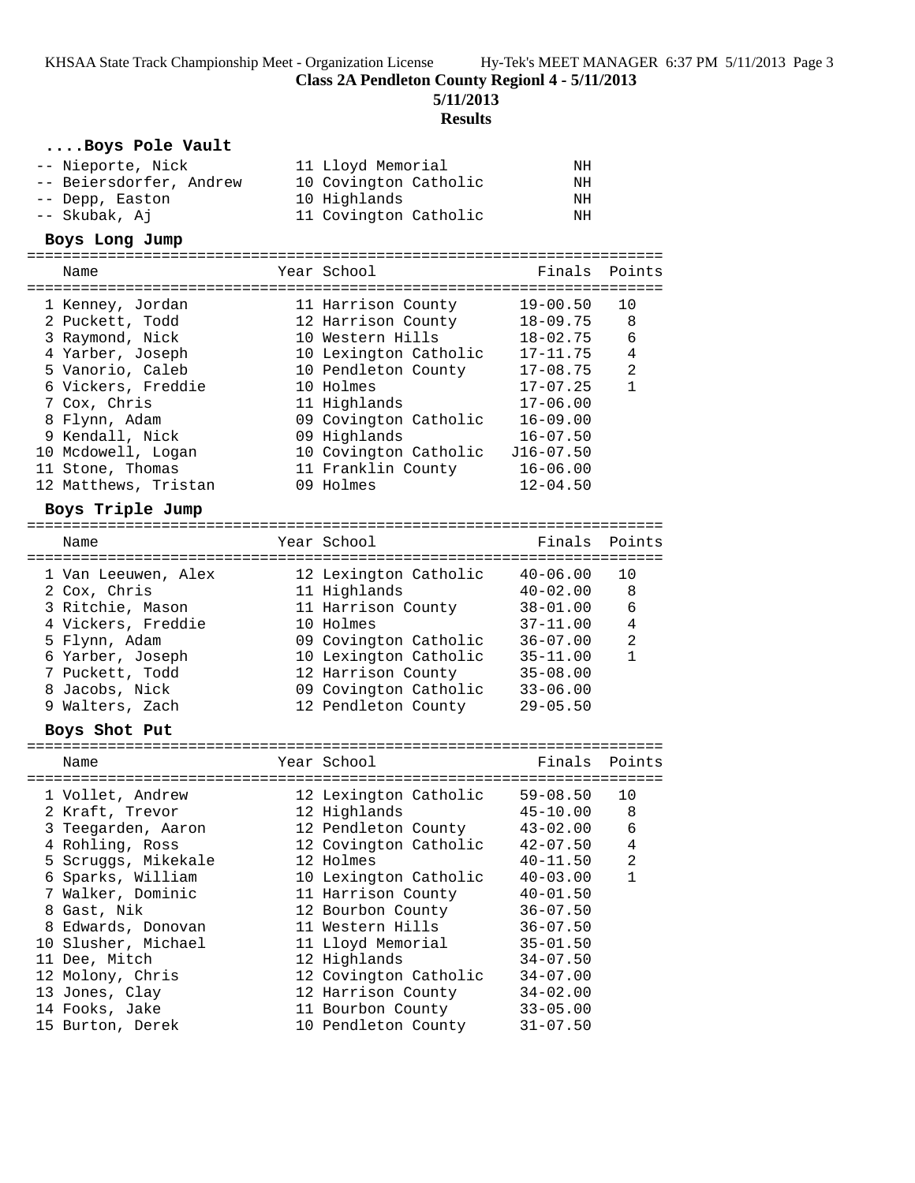**Class 2A Pendleton County Regionl 4 - 5/11/2013**

**5/11/2013**

**Results**

### ....Boys Pole Vault

| Place | Name | Year | School | Finals | Points |
|---|---|---|---|---|---|
| -- | Nieporte, Nick | 11 | Lloyd Memorial | NH | |
| -- | Beiersdorfer, Andrew | 10 | Covington Catholic | NH | |
| -- | Depp, Easton | 10 | Highlands | NH | |
| -- | Skubak, Aj | 11 | Covington Catholic | NH | |

### Boys Long Jump

| Place | Name | Year | School | Finals | Points |
|---|---|---|---|---|---|
| 1 | Kenney, Jordan | 11 | Harrison County | 19-00.50 | 10 |
| 2 | Puckett, Todd | 12 | Harrison County | 18-09.75 | 8 |
| 3 | Raymond, Nick | 10 | Western Hills | 18-02.75 | 6 |
| 4 | Yarber, Joseph | 10 | Lexington Catholic | 17-11.75 | 4 |
| 5 | Vanorio, Caleb | 10 | Pendleton County | 17-08.75 | 2 |
| 6 | Vickers, Freddie | 10 | Holmes | 17-07.25 | 1 |
| 7 | Cox, Chris | 11 | Highlands | 17-06.00 | |
| 8 | Flynn, Adam | 09 | Covington Catholic | 16-09.00 | |
| 9 | Kendall, Nick | 09 | Highlands | 16-07.50 | |
| 10 | Mcdowell, Logan | 10 | Covington Catholic | J16-07.50 | |
| 11 | Stone, Thomas | 11 | Franklin County | 16-06.00 | |
| 12 | Matthews, Tristan | 09 | Holmes | 12-04.50 | |

### Boys Triple Jump

| Place | Name | Year | School | Finals | Points |
|---|---|---|---|---|---|
| 1 | Van Leeuwen, Alex | 12 | Lexington Catholic | 40-06.00 | 10 |
| 2 | Cox, Chris | 11 | Highlands | 40-02.00 | 8 |
| 3 | Ritchie, Mason | 11 | Harrison County | 38-01.00 | 6 |
| 4 | Vickers, Freddie | 10 | Holmes | 37-11.00 | 4 |
| 5 | Flynn, Adam | 09 | Covington Catholic | 36-07.00 | 2 |
| 6 | Yarber, Joseph | 10 | Lexington Catholic | 35-11.00 | 1 |
| 7 | Puckett, Todd | 12 | Harrison County | 35-08.00 | |
| 8 | Jacobs, Nick | 09 | Covington Catholic | 33-06.00 | |
| 9 | Walters, Zach | 12 | Pendleton County | 29-05.50 | |

### Boys Shot Put

| Place | Name | Year | School | Finals | Points |
|---|---|---|---|---|---|
| 1 | Vollet, Andrew | 12 | Lexington Catholic | 59-08.50 | 10 |
| 2 | Kraft, Trevor | 12 | Highlands | 45-10.00 | 8 |
| 3 | Teegarden, Aaron | 12 | Pendleton County | 43-02.00 | 6 |
| 4 | Rohling, Ross | 12 | Covington Catholic | 42-07.50 | 4 |
| 5 | Scruggs, Mikekale | 12 | Holmes | 40-11.50 | 2 |
| 6 | Sparks, William | 10 | Lexington Catholic | 40-03.00 | 1 |
| 7 | Walker, Dominic | 11 | Harrison County | 40-01.50 | |
| 8 | Gast, Nik | 12 | Bourbon County | 36-07.50 | |
| 8 | Edwards, Donovan | 11 | Western Hills | 36-07.50 | |
| 10 | Slusher, Michael | 11 | Lloyd Memorial | 35-01.50 | |
| 11 | Dee, Mitch | 12 | Highlands | 34-07.50 | |
| 12 | Molony, Chris | 12 | Covington Catholic | 34-07.00 | |
| 13 | Jones, Clay | 12 | Harrison County | 34-02.00 | |
| 14 | Fooks, Jake | 11 | Bourbon County | 33-05.00 | |
| 15 | Burton, Derek | 10 | Pendleton County | 31-07.50 | |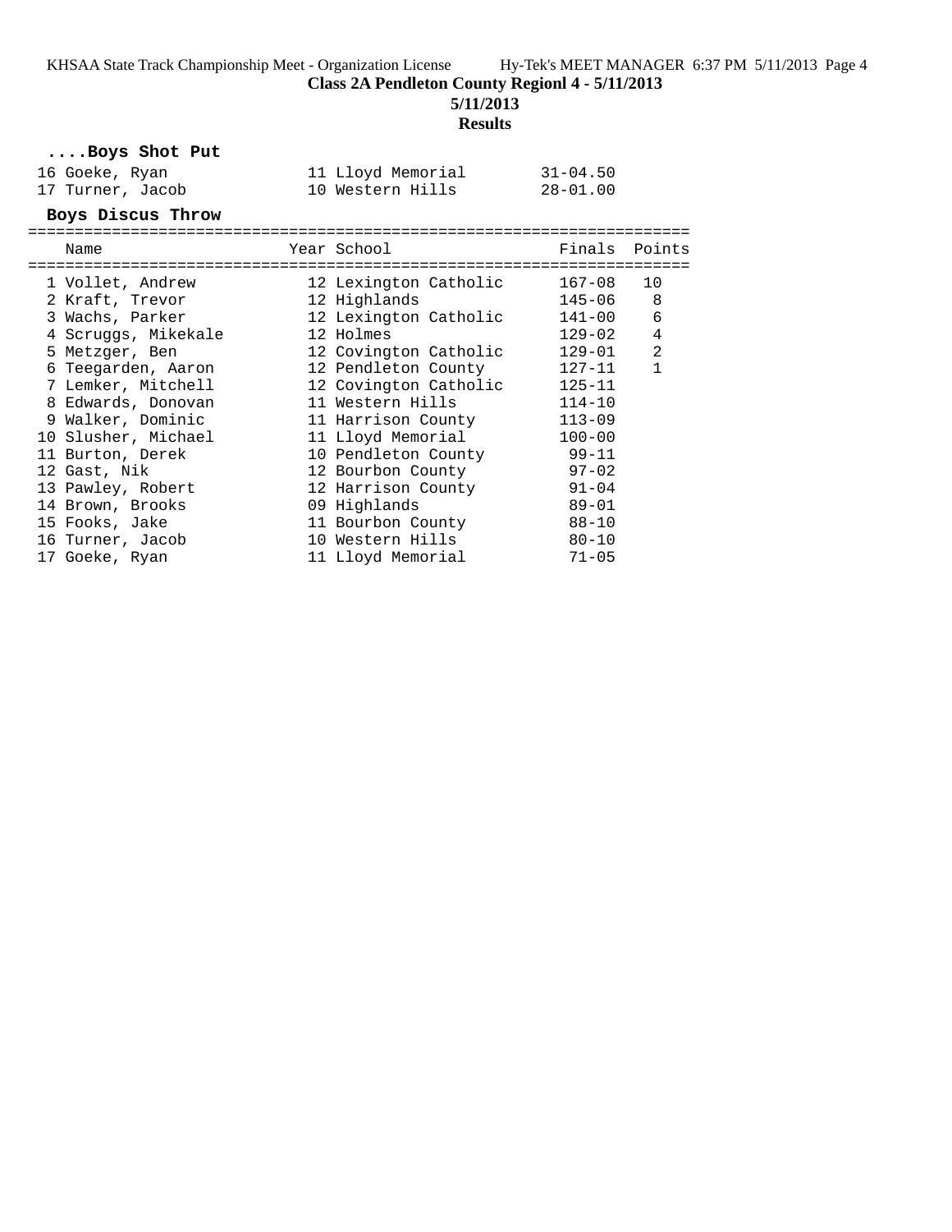**Class 2A Pendleton County Regionl 4 - 5/11/2013**

**5/11/2013**

**Results**

### ....Boys Shot Put

| | | | | |
|---|---|---|---|---|
| 16 | Goeke, Ryan | 11 | Lloyd Memorial | 31-04.50 |
| 17 | Turner, Jacob | 10 | Western Hills | 28-01.00 |

### Boys Discus Throw

| | Name | Year | School | Finals | Points |
|---|---|---|---|---|---|
| 1 | Vollet, Andrew | 12 | Lexington Catholic | 167-08 | 10 |
| 2 | Kraft, Trevor | 12 | Highlands | 145-06 | 8 |
| 3 | Wachs, Parker | 12 | Lexington Catholic | 141-00 | 6 |
| 4 | Scruggs, Mikekale | 12 | Holmes | 129-02 | 4 |
| 5 | Metzger, Ben | 12 | Covington Catholic | 129-01 | 2 |
| 6 | Teegarden, Aaron | 12 | Pendleton County | 127-11 | 1 |
| 7 | Lemker, Mitchell | 12 | Covington Catholic | 125-11 | |
| 8 | Edwards, Donovan | 11 | Western Hills | 114-10 | |
| 9 | Walker, Dominic | 11 | Harrison County | 113-09 | |
| 10 | Slusher, Michael | 11 | Lloyd Memorial | 100-00 | |
| 11 | Burton, Derek | 10 | Pendleton County | 99-11 | |
| 12 | Gast, Nik | 12 | Bourbon County | 97-02 | |
| 13 | Pawley, Robert | 12 | Harrison County | 91-04 | |
| 14 | Brown, Brooks | 09 | Highlands | 89-01 | |
| 15 | Fooks, Jake | 11 | Bourbon County | 88-10 | |
| 16 | Turner, Jacob | 10 | Western Hills | 80-10 | |
| 17 | Goeke, Ryan | 11 | Lloyd Memorial | 71-05 | |